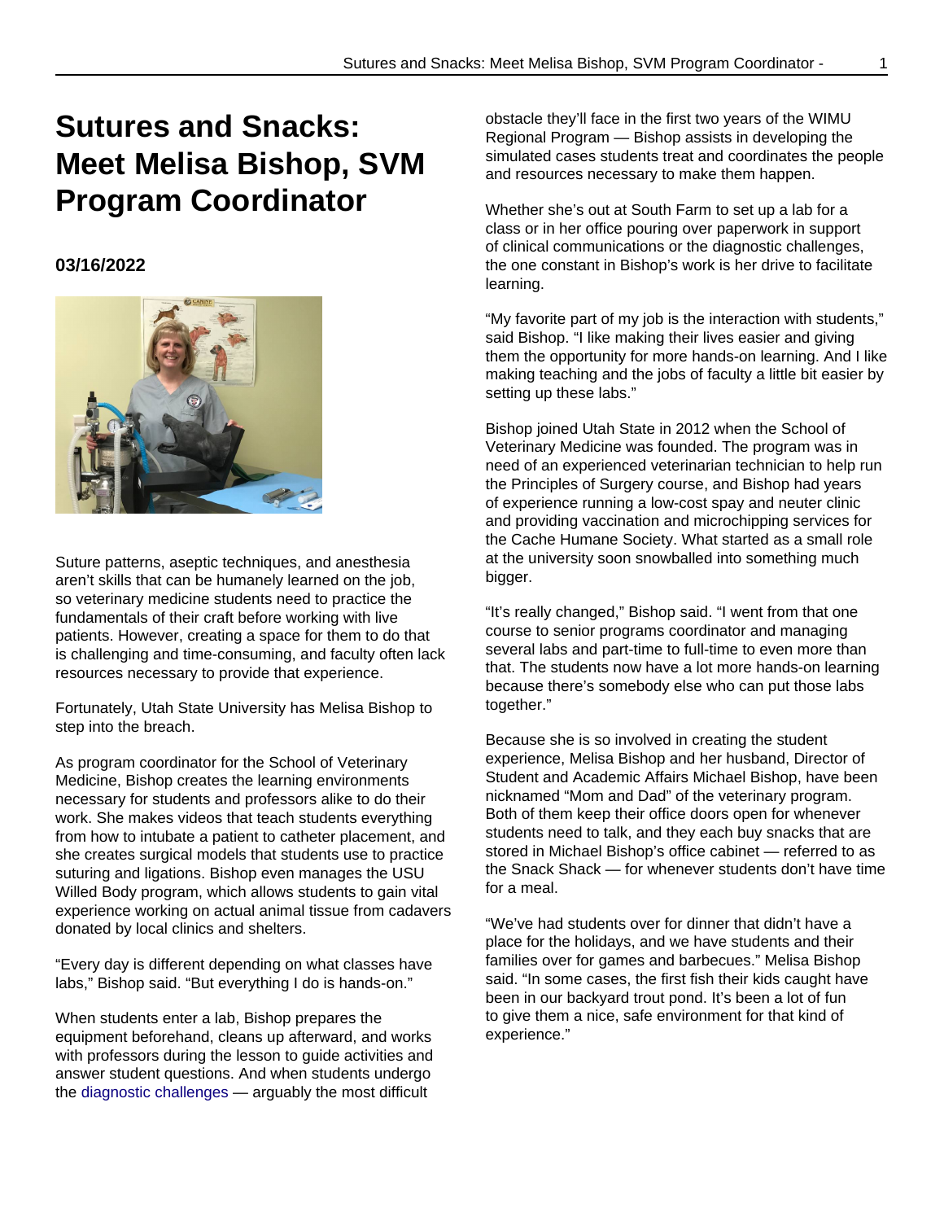# Sutures and Snacks: Meet Melisa Bishop, SVM Program Coordinator

**03/16/2022**

Suture patterns, aseptic techniques, and anesthesia aren't skills that can be humanely learned on the job, so veterinary medicine students need to practice the fundamentals of their craft before working with live patients. However, creating a space for them to do that is challenging and time-consuming, and faculty often lack resources necessary to provide that experience.

Fortunately, Utah State University has Melisa Bishop to step into the breach.

As program coordinator for the School of Veterinary Medicine, Bishop creates the learning environments necessary for students and professors alike to do their work. She makes videos that teach students everything from how to intubate a patient to catheter placement, and she creates surgical models that students use to practice suturing and ligations. Bishop even manages the USU Willed Body program, which allows students to gain vital experience working on actual animal tissue from cadavers donated by local clinics and shelters.

"Every day is different depending on what classes have labs," Bishop said. "But everything I do is hands-on."

When students enter a lab, Bishop prepares the equipment beforehand, cleans up afterward, and works with professors during the lesson to guide activities and answer student questions. And when students undergo the diagnostic challenges — arguably the most difficult obstacle they'll face in the first two years of the WIMU Regional Program — Bishop assists in developing the simulated cases students treat and coordinates the people and resources necessary to make them happen.

Whether she's out at South Farm to set up a lab for a class or in her office pouring over paperwork in support of clinical communications or the diagnostic challenges, the one constant in Bishop's work is her drive to facilitate learning.

"My favorite part of my job is the interaction with students," said Bishop. "I like making their lives easier and giving them the opportunity for more hands-on learning. And I like making teaching and the jobs of faculty a little bit easier by setting up these labs."

Bishop joined Utah State in 2012 when the School of Veterinary Medicine was founded. The program was in need of an experienced veterinarian technician to help run the Principles of Surgery course, and Bishop had years of experience running a low-cost spay and neuter clinic and providing vaccination and microchipping services for the Cache Humane Society. What started as a small role at the university soon snowballed into something much bigger.

"It's really changed," Bishop said. "I went from that one course to senior programs coordinator and managing several labs and part-time to full-time to even more than that. The students now have a lot more hands-on learning because there's somebody else who can put those labs together."

Because she is so involved in creating the student experience, Melisa Bishop and her husband, Director of Student and Academic Affairs Michael Bishop, have been nicknamed "Mom and Dad" of the veterinary program. Both of them keep their office doors open for whenever students need to talk, and they each buy snacks that are stored in Michael Bishop's office cabinet — referred to as the Snack Shack — for whenever students don't have time for a meal.

"We've had students over for dinner that didn't have a place for the holidays, and we have students and their families over for games and barbecues." Melisa Bishop said. "In some cases, the first fish their kids caught have been in our backyard trout pond. It's been a lot of fun to give them a nice, safe environment for that kind of experience."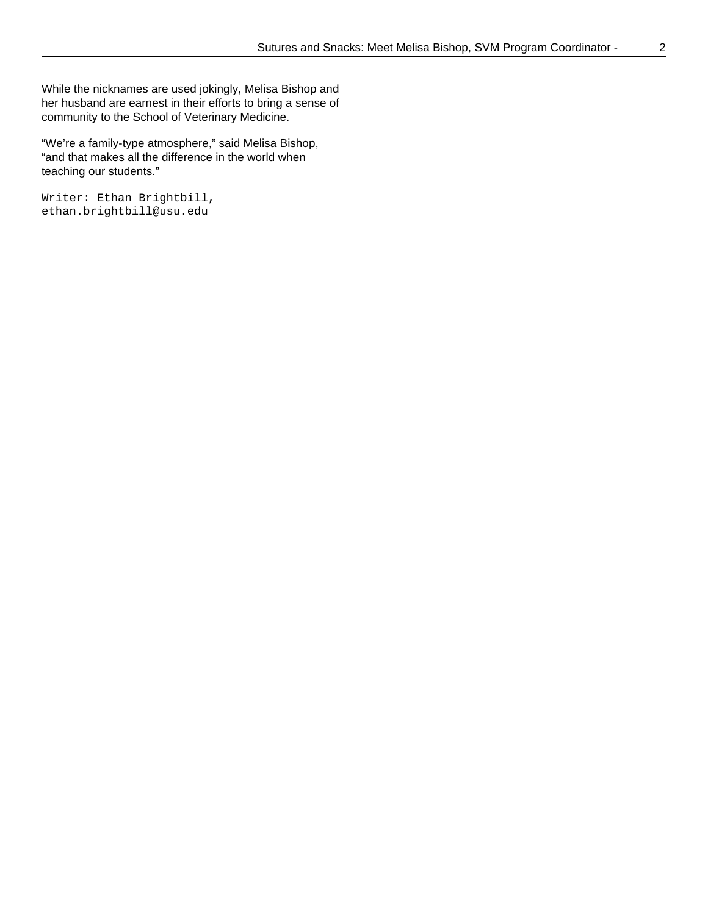While the nicknames are used jokingly, Melisa Bishop and her husband are earnest in their efforts to bring a sense of community to the School of Veterinary Medicine.

“We’re a family-type atmosphere,” said Melisa Bishop, “and that makes all the difference in the world when teaching our students.”

Writer: Ethan Brightbill, ethan.brightbill@usu.edu